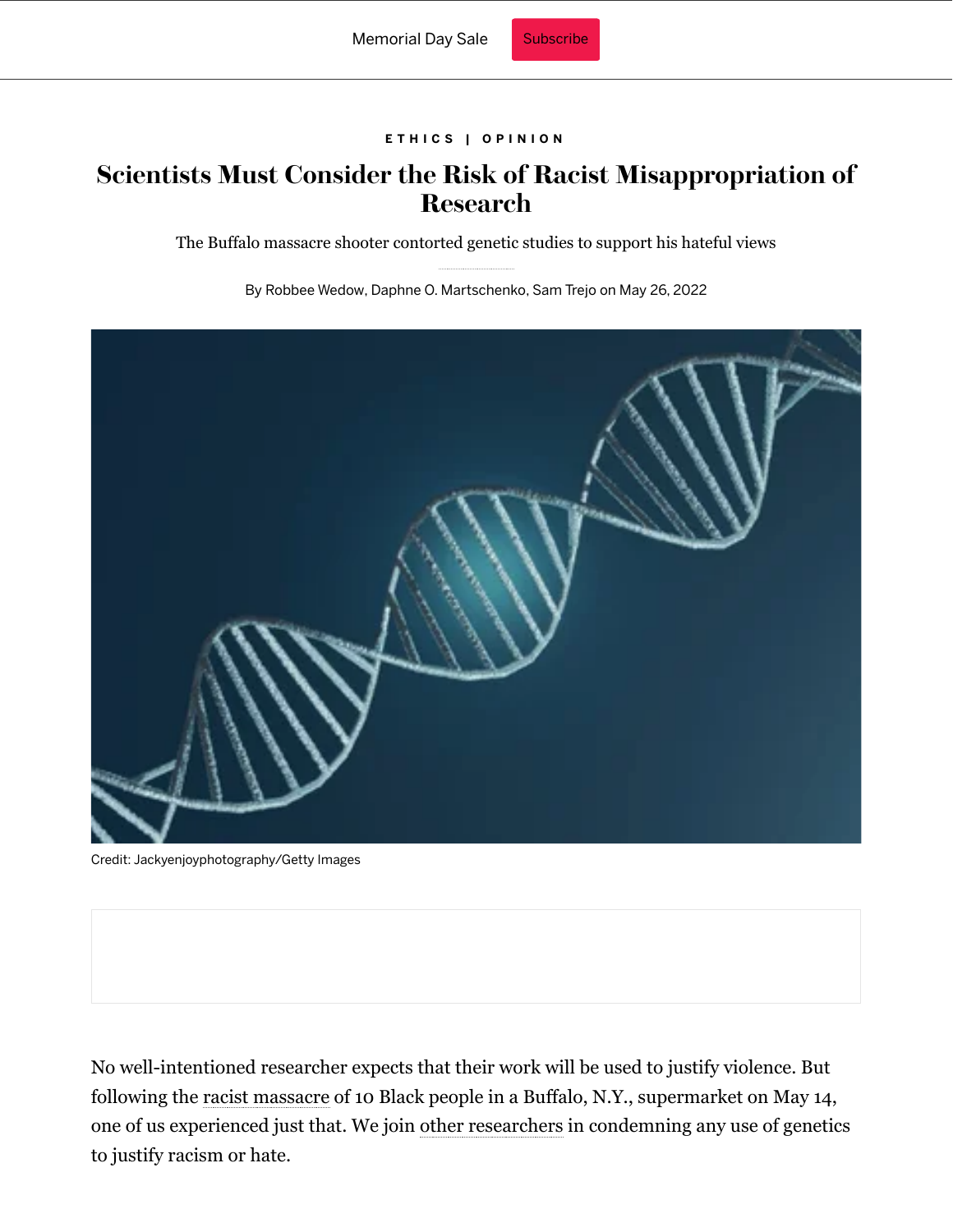ETHICS | OPINION

# Scientists Must Consider the Risk of Racist Misappropriation of Research

The Buffalo massacre shooter contorted genetic studies to support his hateful views

By Robbee Wedow, Daphne O. Martschenko, Sam Trejo on May 26, 2022

Credit: Jackyenjoyphotography/Getty Images

No well-intentioned researcher expects that their work will be used to justify violence. But following the racist massacre of 10 Black people in a Buffalo, N.Y., supermarket on May 14, one of us experienced just that. We join other researchers in condemning any use of genetics to justify racism or hate.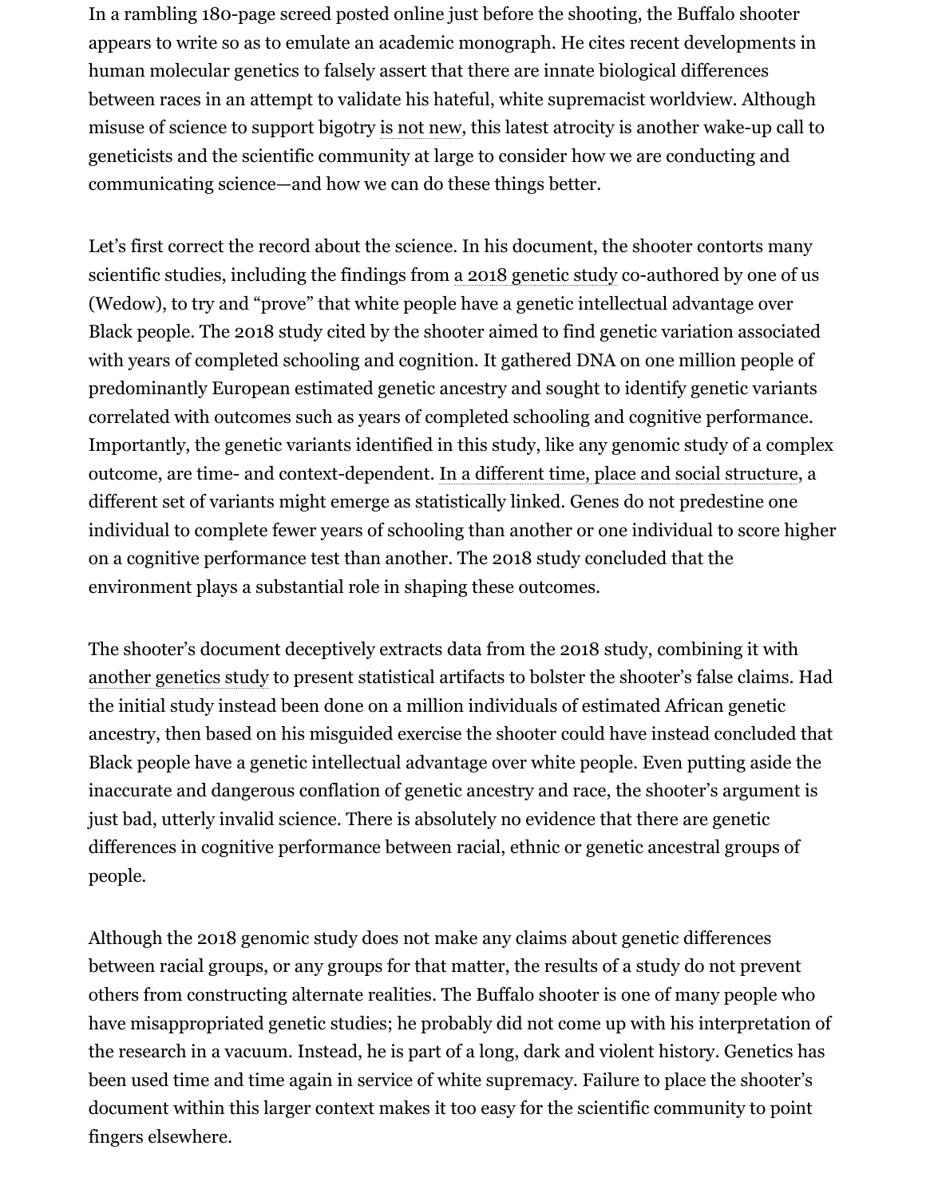In a rambling 180-page screed posted online just before the shooting, the Buffalo shooter appears to write so as to emulate an academic monograph. He cites recent developments in human molecular genetics to falsely assert that there are innate biological differences between races in an attempt to validate his hateful, white supremacist worldview. Although misuse of science to support bigotry is not new, this latest atrocity is another wake-up call to geneticists and the scientific community at large to consider how we are conducting and communicating science—and how we can do these things better.

Let's first correct the record about the science. In his document, the shooter contorts many scientific studies, including the findings from a 2018 genetic study co-authored by one of us (Wedow), to try and "prove" that white people have a genetic intellectual advantage over Black people. The 2018 study cited by the shooter aimed to find genetic variation associated with years of completed schooling and cognition. It gathered DNA on one million people of predominantly European estimated genetic ancestry and sought to identify genetic variants correlated with outcomes such as years of completed schooling and cognitive performance. Importantly, the genetic variants identified in this study, like any genomic study of a complex outcome, are time- and context-dependent. In a different time, place and social structure, a different set of variants might emerge as statistically linked. Genes do not predestine one individual to complete fewer years of schooling than another or one individual to score higher on a cognitive performance test than another. The 2018 study concluded that the environment plays a substantial role in shaping these outcomes.

The shooter's document deceptively extracts data from the 2018 study, combining it with another genetics study to present statistical artifacts to bolster the shooter's false claims. Had the initial study instead been done on a million individuals of estimated African genetic ancestry, then based on his misguided exercise the shooter could have instead concluded that Black people have a genetic intellectual advantage over white people. Even putting aside the inaccurate and dangerous conflation of genetic ancestry and race, the shooter's argument is just bad, utterly invalid science. There is absolutely no evidence that there are genetic differences in cognitive performance between racial, ethnic or genetic ancestral groups of people.

Although the 2018 genomic study does not make any claims about genetic differences between racial groups, or any groups for that matter, the results of a study do not prevent others from constructing alternate realities. The Buffalo shooter is one of many people who have misappropriated genetic studies; he probably did not come up with his interpretation of the research in a vacuum. Instead, he is part of a long, dark and violent history. Genetics has been used time and time again in service of white supremacy. Failure to place the shooter's document within this larger context makes it too easy for the scientific community to point fingers elsewhere.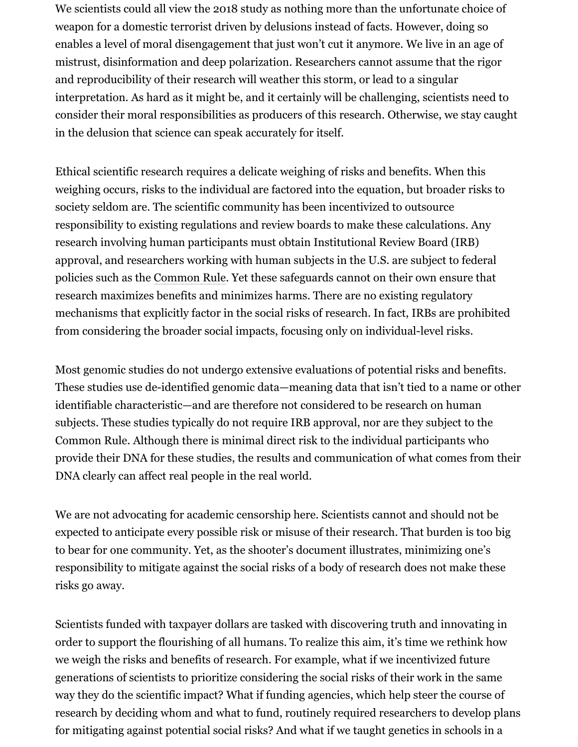We scientists could all view the 2018 study as nothing more than the unfortunate choice of weapon for a domestic terrorist driven by delusions instead of facts. However, doing so enables a level of moral disengagement that just won't cut it anymore. We live in an age of mistrust, disinformation and deep polarization. Researchers cannot assume that the rigor and reproducibility of their research will weather this storm, or lead to a singular interpretation. As hard as it might be, and it certainly will be challenging, scientists need to consider their moral responsibilities as producers of this research. Otherwise, we stay caught in the delusion that science can speak accurately for itself.

Ethical scientific research requires a delicate weighing of risks and benefits. When this weighing occurs, risks to the individual are factored into the equation, but broader risks to society seldom are. The scientific community has been incentivized to outsource responsibility to existing regulations and review boards to make these calculations. Any research involving human participants must obtain Institutional Review Board (IRB) approval, and researchers working with human subjects in the U.S. are subject to federal policies such as the Common Rule. Yet these safeguards cannot on their own ensure that research maximizes benefits and minimizes harms. There are no existing regulatory mechanisms that explicitly factor in the social risks of research. In fact, IRBs are prohibited from considering the broader social impacts, focusing only on individual-level risks.

Most genomic studies do not undergo extensive evaluations of potential risks and benefits. These studies use de-identified genomic data—meaning data that isn't tied to a name or other identifiable characteristic—and are therefore not considered to be research on human subjects. These studies typically do not require IRB approval, nor are they subject to the Common Rule. Although there is minimal direct risk to the individual participants who provide their DNA for these studies, the results and communication of what comes from their DNA clearly can affect real people in the real world.

We are not advocating for academic censorship here. Scientists cannot and should not be expected to anticipate every possible risk or misuse of their research. That burden is too big to bear for one community. Yet, as the shooter's document illustrates, minimizing one's responsibility to mitigate against the social risks of a body of research does not make these risks go away.

Scientists funded with taxpayer dollars are tasked with discovering truth and innovating in order to support the flourishing of all humans. To realize this aim, it's time we rethink how we weigh the risks and benefits of research. For example, what if we incentivized future generations of scientists to prioritize considering the social risks of their work in the same way they do the scientific impact? What if funding agencies, which help steer the course of research by deciding whom and what to fund, routinely required researchers to develop plans for mitigating against potential social risks? And what if we taught genetics in schools in a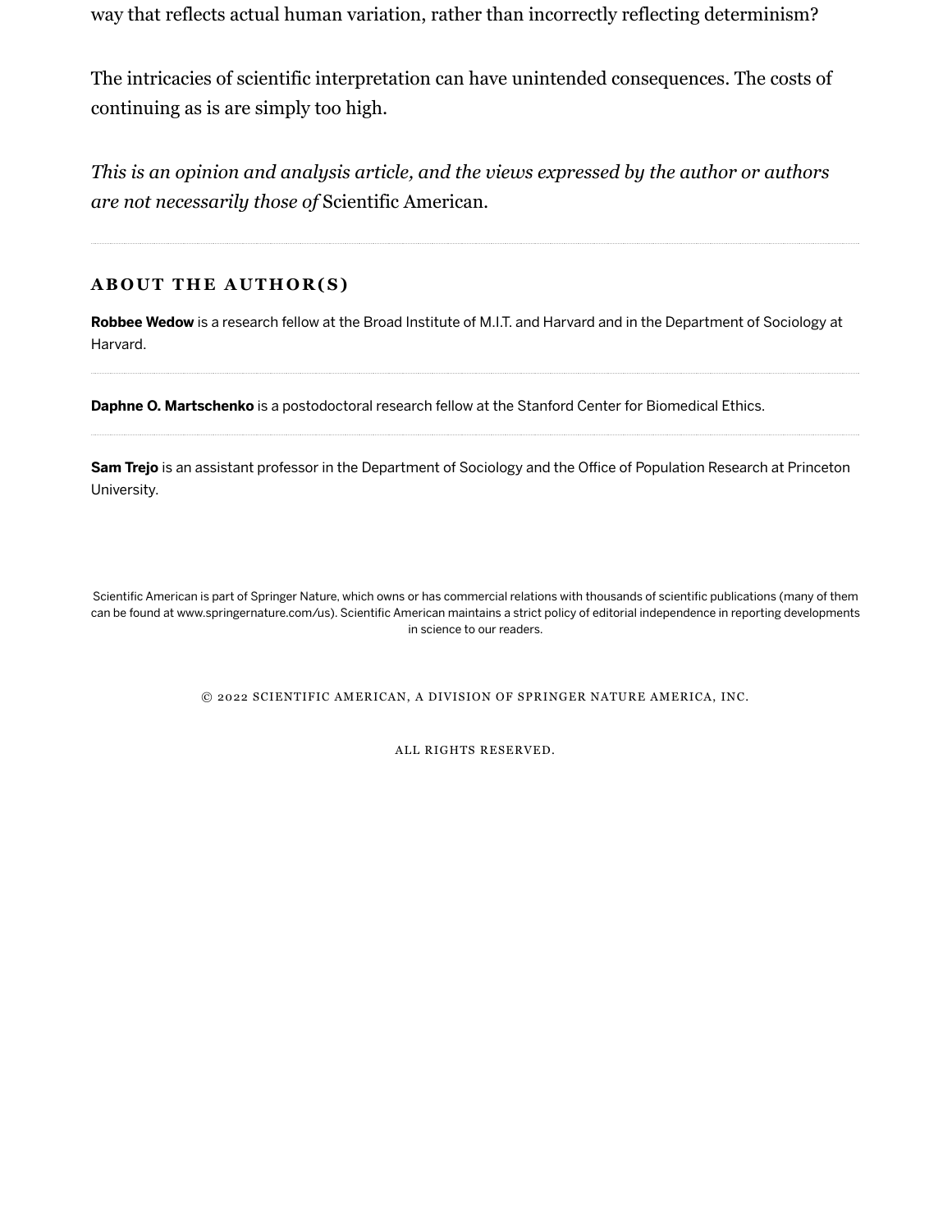way that reflects actual human variation, rather than incorrectly reflecting determinism?

The intricacies of scientific interpretation can have unintended consequences. The costs of continuing as is are simply too high.

*This is an opinion and analysis article, and the views expressed by the author or authors are not necessarily those of* Scientific American.

## ABOUT THE AUTHOR(S)

**Robbee Wedow** is a research fellow at the Broad Institute of M.I.T. and Harvard and in the Department of Sociology at Harvard.

**Daphne O. Martschenko** is a postdoctoral research fellow at the Stanford Center for Biomedical Ethics.

**Sam Trejo** is an assistant professor in the Department of Sociology and the Office of Population Research at Princeton University.

Scientific American is part of Springer Nature, which owns or has commercial relations with thousands of scientific publications (many of them can be found at www.springernature.com/us). Scientific American maintains a strict policy of editorial independence in reporting developments in science to our readers.

© 2022 SCIENTIFIC AMERICAN, A DIVISION OF SPRINGER NATURE AMERICA, INC.

ALL RIGHTS RESERVED.